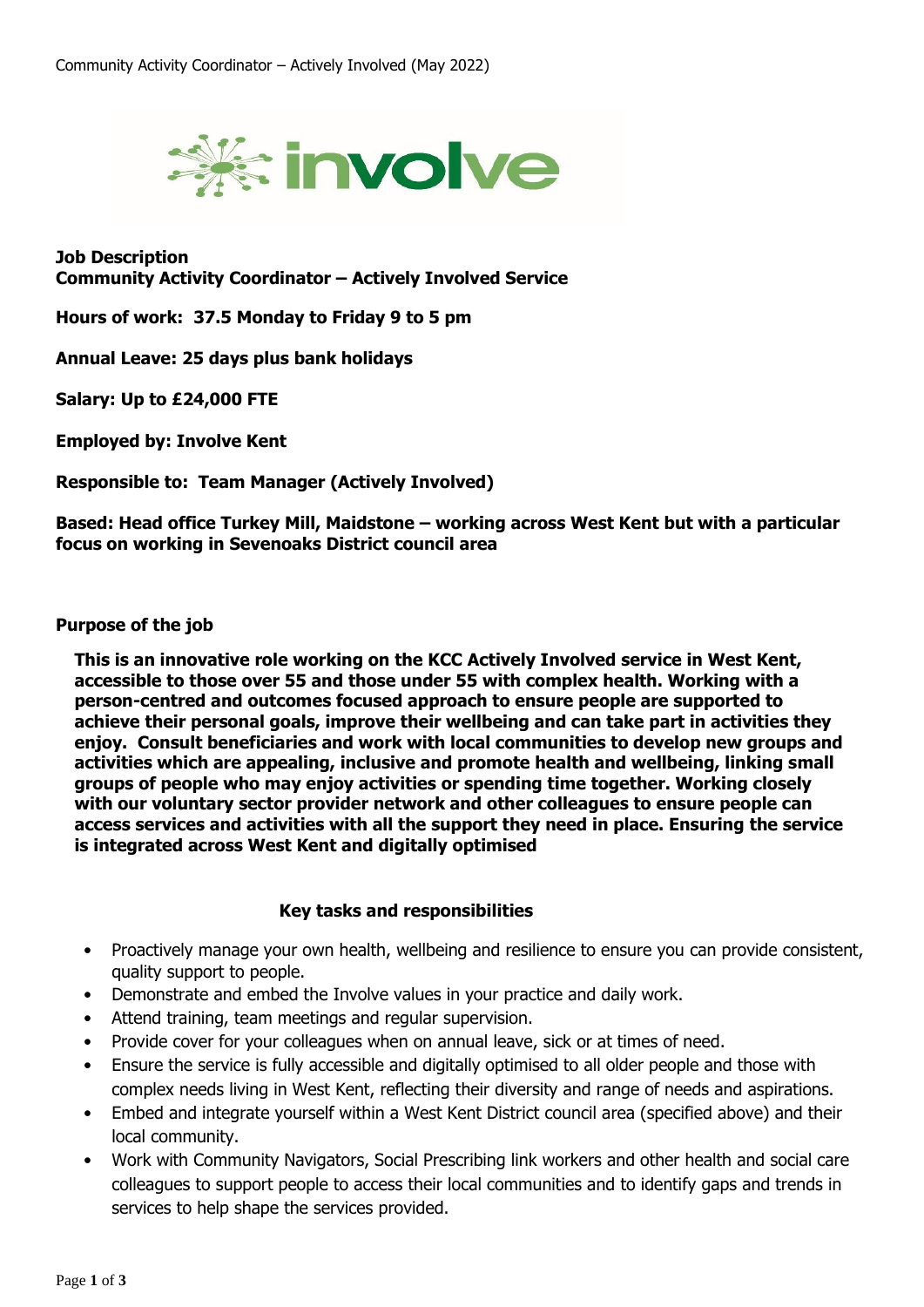**Job Description**
**Community Activity Coordinator – Actively Involved Service**

**Hours of work: 37.5 Monday to Friday 9 to 5 pm**

**Annual Leave: 25 days plus bank holidays**

**Salary: Up to £24,000 FTE**

**Employed by: Involve Kent**

**Responsible to: Team Manager (Actively Involved)**

**Based: Head office Turkey Mill, Maidstone – working across West Kent but with a particular focus on working in Sevenoaks District council area**

**Purpose of the job**

**This is an innovative role working on the KCC Actively Involved service in West Kent, accessible to those over 55 and those under 55 with complex health. Working with a person-centred and outcomes focused approach to ensure people are supported to achieve their personal goals, improve their wellbeing and can take part in activities they enjoy. Consult beneficiaries and work with local communities to develop new groups and activities which are appealing, inclusive and promote health and wellbeing, linking small groups of people who may enjoy activities or spending time together. Working closely with our voluntary sector provider network and other colleagues to ensure people can access services and activities with all the support they need in place. Ensuring the service is integrated across West Kent and digitally optimised**

**Key tasks and responsibilities**

- Proactively manage your own health, wellbeing and resilience to ensure you can provide consistent, quality support to people.
- Demonstrate and embed the Involve values in your practice and daily work.
- Attend training, team meetings and regular supervision.
- Provide cover for your colleagues when on annual leave, sick or at times of need.
- Ensure the service is fully accessible and digitally optimised to all older people and those with complex needs living in West Kent, reflecting their diversity and range of needs and aspirations.
- Embed and integrate yourself within a West Kent District council area (specified above) and their local community.
- Work with Community Navigators, Social Prescribing link workers and other health and social care colleagues to support people to access their local communities and to identify gaps and trends in services to help shape the services provided.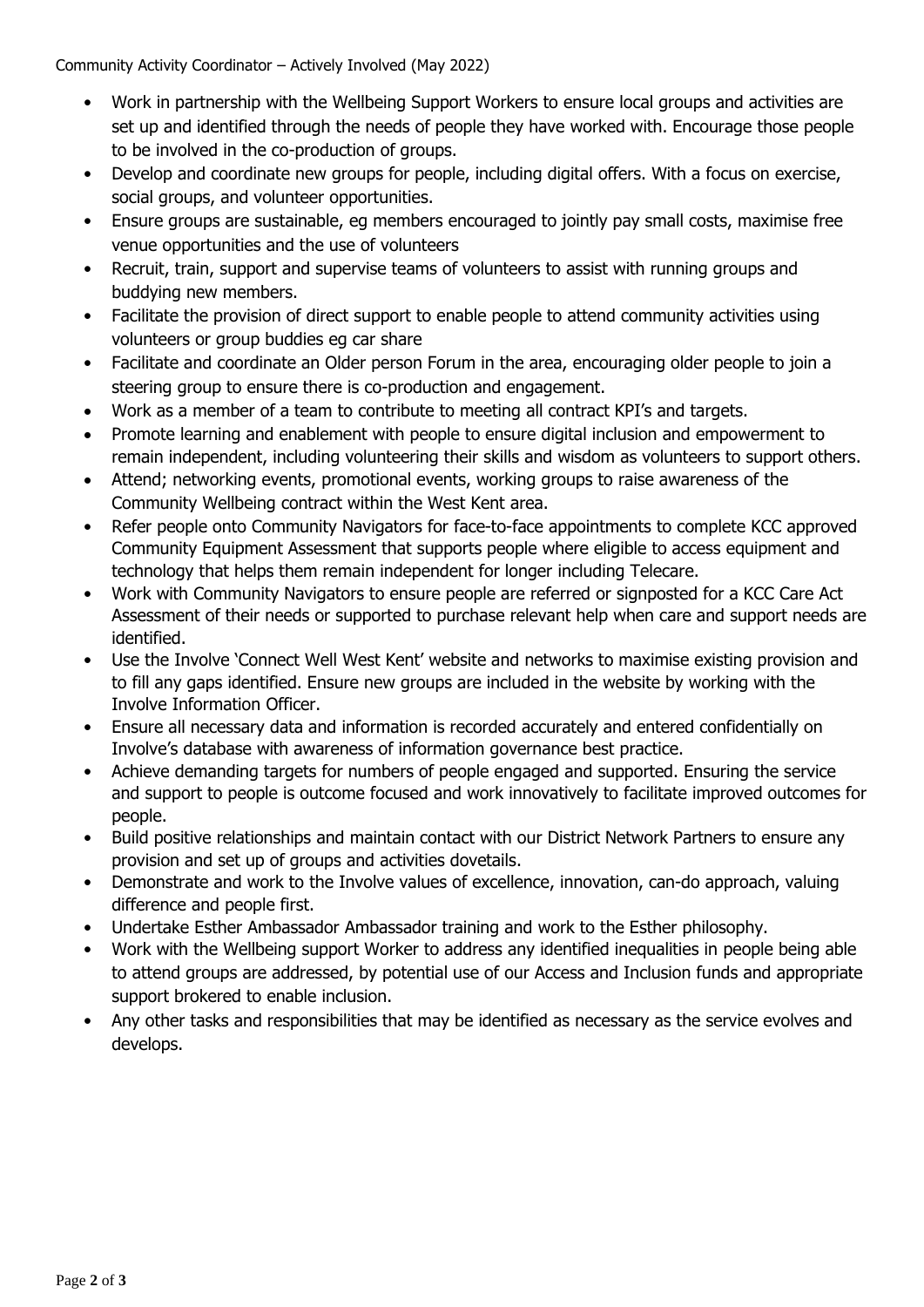- Work in partnership with the Wellbeing Support Workers to ensure local groups and activities are set up and identified through the needs of people they have worked with. Encourage those people to be involved in the co-production of groups.
- Develop and coordinate new groups for people, including digital offers. With a focus on exercise, social groups, and volunteer opportunities.
- Ensure groups are sustainable, eg members encouraged to jointly pay small costs, maximise free venue opportunities and the use of volunteers
- Recruit, train, support and supervise teams of volunteers to assist with running groups and buddying new members.
- Facilitate the provision of direct support to enable people to attend community activities using volunteers or group buddies eg car share
- Facilitate and coordinate an Older person Forum in the area, encouraging older people to join a steering group to ensure there is co-production and engagement.
- Work as a member of a team to contribute to meeting all contract KPI's and targets.
- Promote learning and enablement with people to ensure digital inclusion and empowerment to remain independent, including volunteering their skills and wisdom as volunteers to support others.
- Attend; networking events, promotional events, working groups to raise awareness of the Community Wellbeing contract within the West Kent area.
- Refer people onto Community Navigators for face-to-face appointments to complete KCC approved Community Equipment Assessment that supports people where eligible to access equipment and technology that helps them remain independent for longer including Telecare.
- Work with Community Navigators to ensure people are referred or signposted for a KCC Care Act Assessment of their needs or supported to purchase relevant help when care and support needs are identified.
- Use the Involve 'Connect Well West Kent' website and networks to maximise existing provision and to fill any gaps identified. Ensure new groups are included in the website by working with the Involve Information Officer.
- Ensure all necessary data and information is recorded accurately and entered confidentially on Involve's database with awareness of information governance best practice.
- Achieve demanding targets for numbers of people engaged and supported. Ensuring the service and support to people is outcome focused and work innovatively to facilitate improved outcomes for people.
- Build positive relationships and maintain contact with our District Network Partners to ensure any provision and set up of groups and activities dovetails.
- Demonstrate and work to the Involve values of excellence, innovation, can-do approach, valuing difference and people first.
- Undertake Esther Ambassador Ambassador training and work to the Esther philosophy.
- Work with the Wellbeing support Worker to address any identified inequalities in people being able to attend groups are addressed, by potential use of our Access and Inclusion funds and appropriate support brokered to enable inclusion.
- Any other tasks and responsibilities that may be identified as necessary as the service evolves and develops.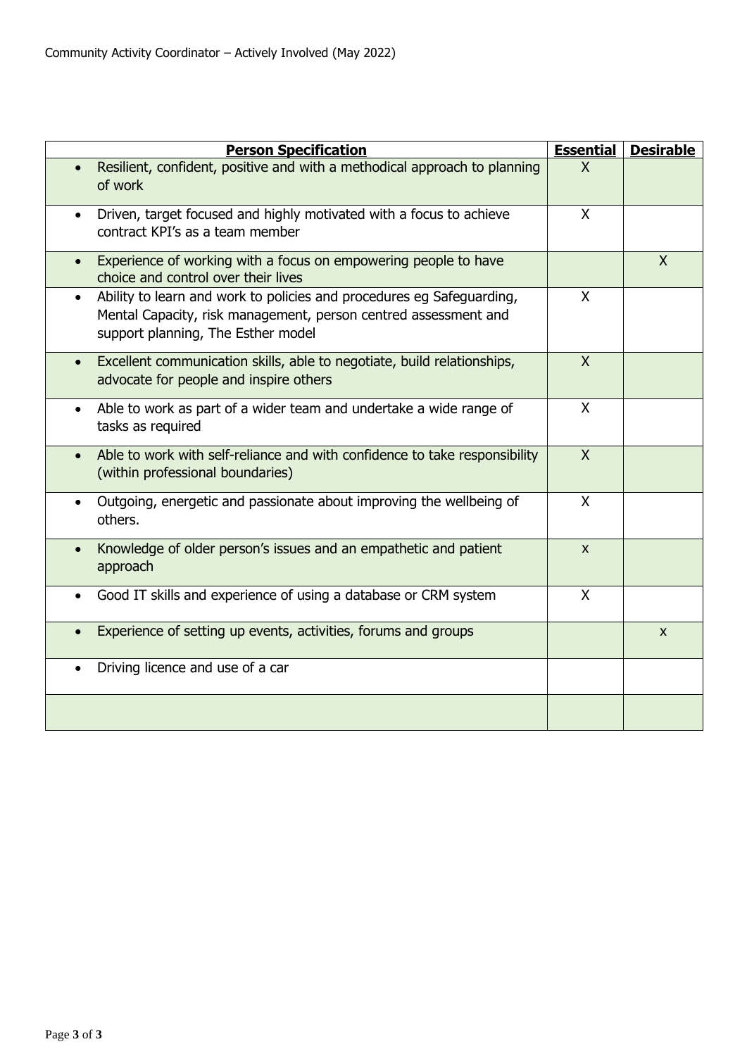| Person Specification | Essential | Desirable |
|---|---|---|
| • Resilient, confident, positive and with a methodical approach to planning of work | X | |
| • Driven, target focused and highly motivated with a focus to achieve contract KPI's as a team member | X | |
| • Experience of working with a focus on empowering people to have choice and control over their lives | | X |
| • Ability to learn and work to policies and procedures eg Safeguarding, Mental Capacity, risk management, person centred assessment and support planning, The Esther model | X | |
| • Excellent communication skills, able to negotiate, build relationships, advocate for people and inspire others | X | |
| • Able to work as part of a wider team and undertake a wide range of tasks as required | X | |
| • Able to work with self-reliance and with confidence to take responsibility (within professional boundaries) | X | |
| • Outgoing, energetic and passionate about improving the wellbeing of others. | X | |
| • Knowledge of older person's issues and an empathetic and patient approach | x | |
| • Good IT skills and experience of using a database or CRM system | X | |
| • Experience of setting up events, activities, forums and groups | | x |
| • Driving licence and use of a car | | |
| | | |